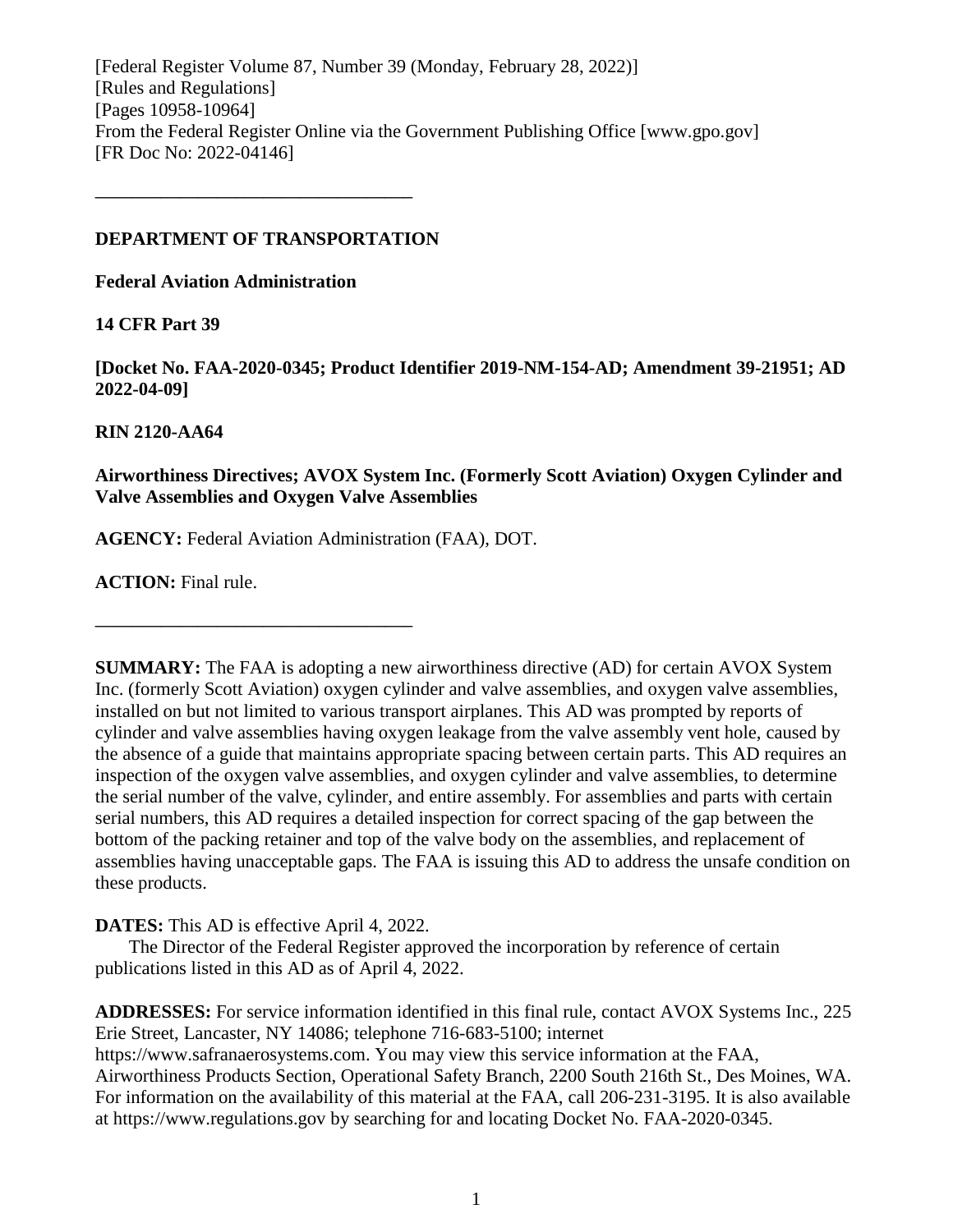[Federal Register Volume 87, Number 39 (Monday, February 28, 2022)]
[Rules and Regulations]
[Pages 10958-10964]
From the Federal Register Online via the Government Publishing Office [www.gpo.gov]
[FR Doc No: 2022-04146]

---

**DEPARTMENT OF TRANSPORTATION**

**Federal Aviation Administration**

**14 CFR Part 39**

**[Docket No. FAA-2020-0345; Product Identifier 2019-NM-154-AD; Amendment 39-21951; AD 2022-04-09]**

**RIN 2120-AA64**

**Airworthiness Directives; AVOX System Inc. (Formerly Scott Aviation) Oxygen Cylinder and Valve Assemblies and Oxygen Valve Assemblies**

**AGENCY:** Federal Aviation Administration (FAA), DOT.

**ACTION:** Final rule.

---

**SUMMARY:** The FAA is adopting a new airworthiness directive (AD) for certain AVOX System Inc. (formerly Scott Aviation) oxygen cylinder and valve assemblies, and oxygen valve assemblies, installed on but not limited to various transport airplanes. This AD was prompted by reports of cylinder and valve assemblies having oxygen leakage from the valve assembly vent hole, caused by the absence of a guide that maintains appropriate spacing between certain parts. This AD requires an inspection of the oxygen valve assemblies, and oxygen cylinder and valve assemblies, to determine the serial number of the valve, cylinder, and entire assembly. For assemblies and parts with certain serial numbers, this AD requires a detailed inspection for correct spacing of the gap between the bottom of the packing retainer and top of the valve body on the assemblies, and replacement of assemblies having unacceptable gaps. The FAA is issuing this AD to address the unsafe condition on these products.

**DATES:** This AD is effective April 4, 2022.

The Director of the Federal Register approved the incorporation by reference of certain publications listed in this AD as of April 4, 2022.

**ADDRESSES:** For service information identified in this final rule, contact AVOX Systems Inc., 225 Erie Street, Lancaster, NY 14086; telephone 716-683-5100; internet https://www.safranaerosystems.com. You may view this service information at the FAA, Airworthiness Products Section, Operational Safety Branch, 2200 South 216th St., Des Moines, WA. For information on the availability of this material at the FAA, call 206-231-3195. It is also available at https://www.regulations.gov by searching for and locating Docket No. FAA-2020-0345.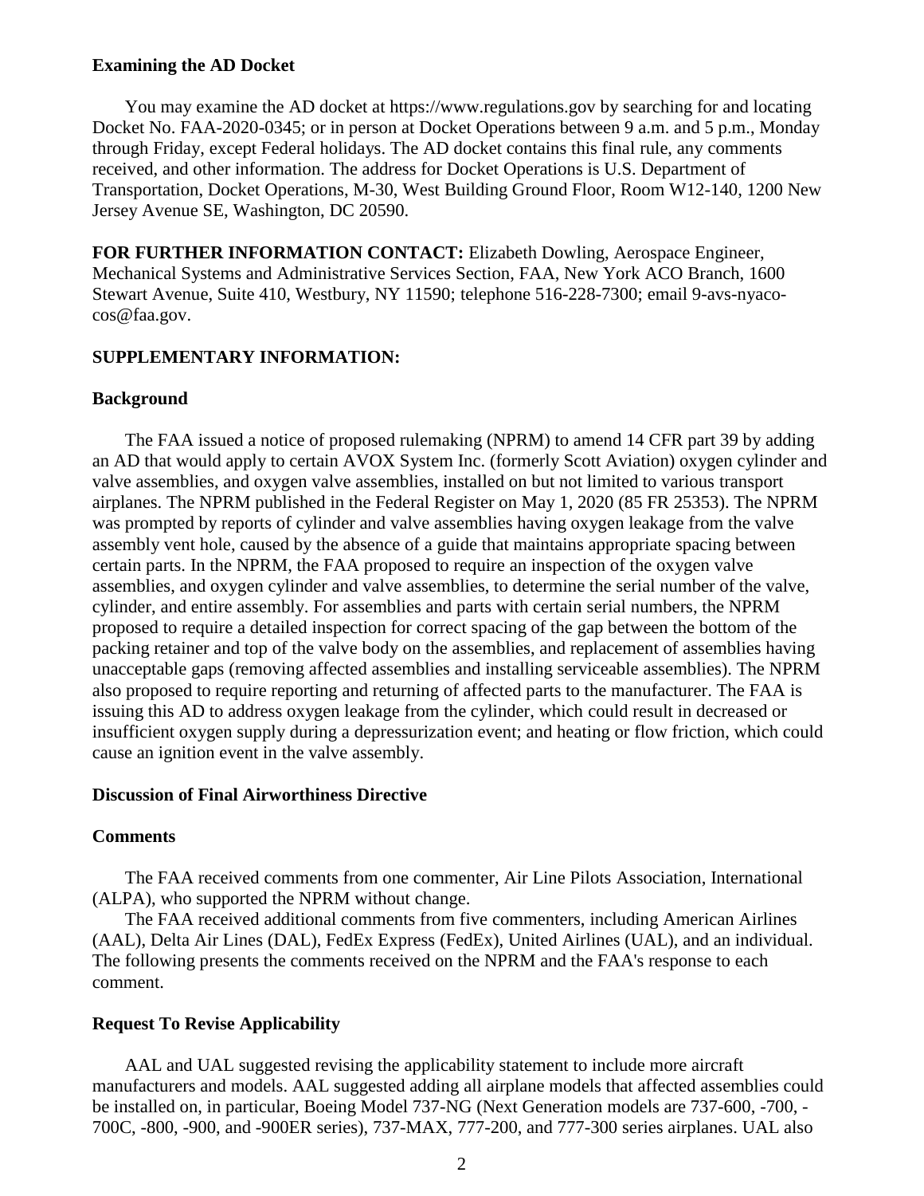## Examining the AD Docket

You may examine the AD docket at https://www.regulations.gov by searching for and locating Docket No. FAA-2020-0345; or in person at Docket Operations between 9 a.m. and 5 p.m., Monday through Friday, except Federal holidays. The AD docket contains this final rule, any comments received, and other information. The address for Docket Operations is U.S. Department of Transportation, Docket Operations, M-30, West Building Ground Floor, Room W12-140, 1200 New Jersey Avenue SE, Washington, DC 20590.

**FOR FURTHER INFORMATION CONTACT:** Elizabeth Dowling, Aerospace Engineer, Mechanical Systems and Administrative Services Section, FAA, New York ACO Branch, 1600 Stewart Avenue, Suite 410, Westbury, NY 11590; telephone 516-228-7300; email 9-avs-nyaco-cos@faa.gov.

## SUPPLEMENTARY INFORMATION:

## Background

The FAA issued a notice of proposed rulemaking (NPRM) to amend 14 CFR part 39 by adding an AD that would apply to certain AVOX System Inc. (formerly Scott Aviation) oxygen cylinder and valve assemblies, and oxygen valve assemblies, installed on but not limited to various transport airplanes. The NPRM published in the Federal Register on May 1, 2020 (85 FR 25353). The NPRM was prompted by reports of cylinder and valve assemblies having oxygen leakage from the valve assembly vent hole, caused by the absence of a guide that maintains appropriate spacing between certain parts. In the NPRM, the FAA proposed to require an inspection of the oxygen valve assemblies, and oxygen cylinder and valve assemblies, to determine the serial number of the valve, cylinder, and entire assembly. For assemblies and parts with certain serial numbers, the NPRM proposed to require a detailed inspection for correct spacing of the gap between the bottom of the packing retainer and top of the valve body on the assemblies, and replacement of assemblies having unacceptable gaps (removing affected assemblies and installing serviceable assemblies). The NPRM also proposed to require reporting and returning of affected parts to the manufacturer. The FAA is issuing this AD to address oxygen leakage from the cylinder, which could result in decreased or insufficient oxygen supply during a depressurization event; and heating or flow friction, which could cause an ignition event in the valve assembly.

## Discussion of Final Airworthiness Directive

## Comments

The FAA received comments from one commenter, Air Line Pilots Association, International (ALPA), who supported the NPRM without change.

The FAA received additional comments from five commenters, including American Airlines (AAL), Delta Air Lines (DAL), FedEx Express (FedEx), United Airlines (UAL), and an individual. The following presents the comments received on the NPRM and the FAA's response to each comment.

## Request To Revise Applicability

AAL and UAL suggested revising the applicability statement to include more aircraft manufacturers and models. AAL suggested adding all airplane models that affected assemblies could be installed on, in particular, Boeing Model 737-NG (Next Generation models are 737-600, -700, -700C, -800, -900, and -900ER series), 737-MAX, 777-200, and 777-300 series airplanes. UAL also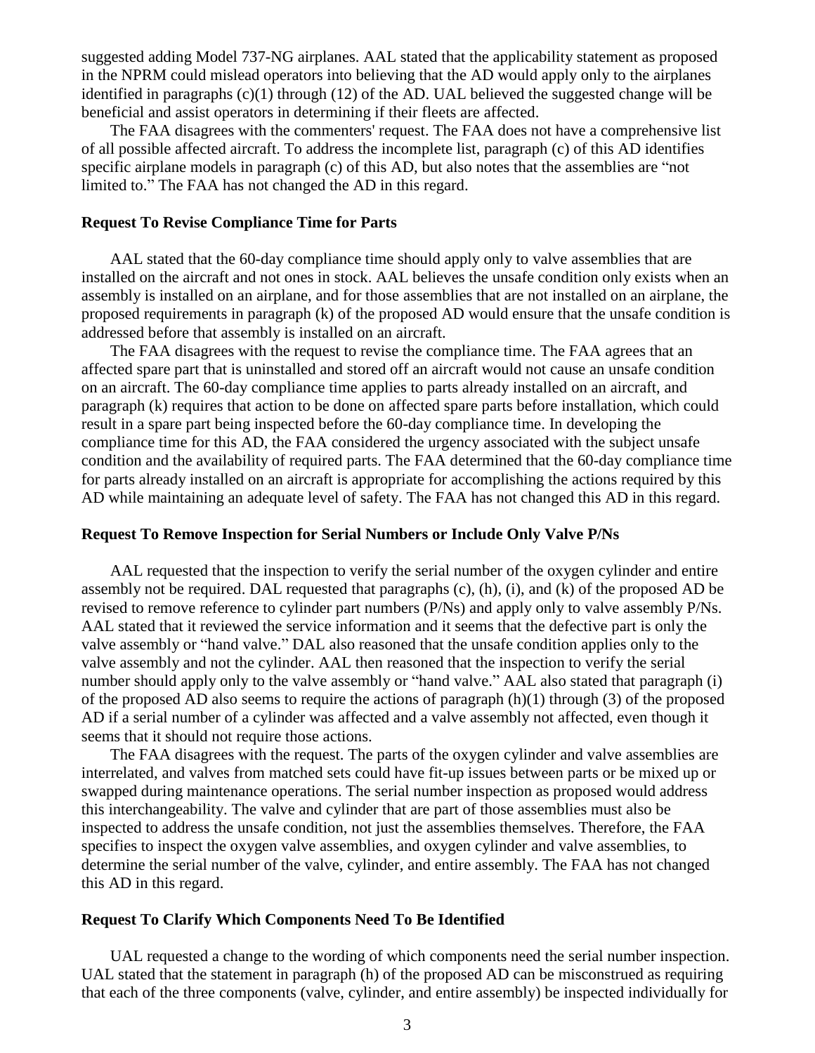suggested adding Model 737-NG airplanes. AAL stated that the applicability statement as proposed in the NPRM could mislead operators into believing that the AD would apply only to the airplanes identified in paragraphs (c)(1) through (12) of the AD. UAL believed the suggested change will be beneficial and assist operators in determining if their fleets are affected.

The FAA disagrees with the commenters' request. The FAA does not have a comprehensive list of all possible affected aircraft. To address the incomplete list, paragraph (c) of this AD identifies specific airplane models in paragraph (c) of this AD, but also notes that the assemblies are "not limited to." The FAA has not changed the AD in this regard.

**Request To Revise Compliance Time for Parts**

AAL stated that the 60-day compliance time should apply only to valve assemblies that are installed on the aircraft and not ones in stock. AAL believes the unsafe condition only exists when an assembly is installed on an airplane, and for those assemblies that are not installed on an airplane, the proposed requirements in paragraph (k) of the proposed AD would ensure that the unsafe condition is addressed before that assembly is installed on an aircraft.

The FAA disagrees with the request to revise the compliance time. The FAA agrees that an affected spare part that is uninstalled and stored off an aircraft would not cause an unsafe condition on an aircraft. The 60-day compliance time applies to parts already installed on an aircraft, and paragraph (k) requires that action to be done on affected spare parts before installation, which could result in a spare part being inspected before the 60-day compliance time. In developing the compliance time for this AD, the FAA considered the urgency associated with the subject unsafe condition and the availability of required parts. The FAA determined that the 60-day compliance time for parts already installed on an aircraft is appropriate for accomplishing the actions required by this AD while maintaining an adequate level of safety. The FAA has not changed this AD in this regard.

**Request To Remove Inspection for Serial Numbers or Include Only Valve P/Ns**

AAL requested that the inspection to verify the serial number of the oxygen cylinder and entire assembly not be required. DAL requested that paragraphs (c), (h), (i), and (k) of the proposed AD be revised to remove reference to cylinder part numbers (P/Ns) and apply only to valve assembly P/Ns. AAL stated that it reviewed the service information and it seems that the defective part is only the valve assembly or "hand valve." DAL also reasoned that the unsafe condition applies only to the valve assembly and not the cylinder. AAL then reasoned that the inspection to verify the serial number should apply only to the valve assembly or "hand valve." AAL also stated that paragraph (i) of the proposed AD also seems to require the actions of paragraph (h)(1) through (3) of the proposed AD if a serial number of a cylinder was affected and a valve assembly not affected, even though it seems that it should not require those actions.

The FAA disagrees with the request. The parts of the oxygen cylinder and valve assemblies are interrelated, and valves from matched sets could have fit-up issues between parts or be mixed up or swapped during maintenance operations. The serial number inspection as proposed would address this interchangeability. The valve and cylinder that are part of those assemblies must also be inspected to address the unsafe condition, not just the assemblies themselves. Therefore, the FAA specifies to inspect the oxygen valve assemblies, and oxygen cylinder and valve assemblies, to determine the serial number of the valve, cylinder, and entire assembly. The FAA has not changed this AD in this regard.

**Request To Clarify Which Components Need To Be Identified**

UAL requested a change to the wording of which components need the serial number inspection. UAL stated that the statement in paragraph (h) of the proposed AD can be misconstrued as requiring that each of the three components (valve, cylinder, and entire assembly) be inspected individually for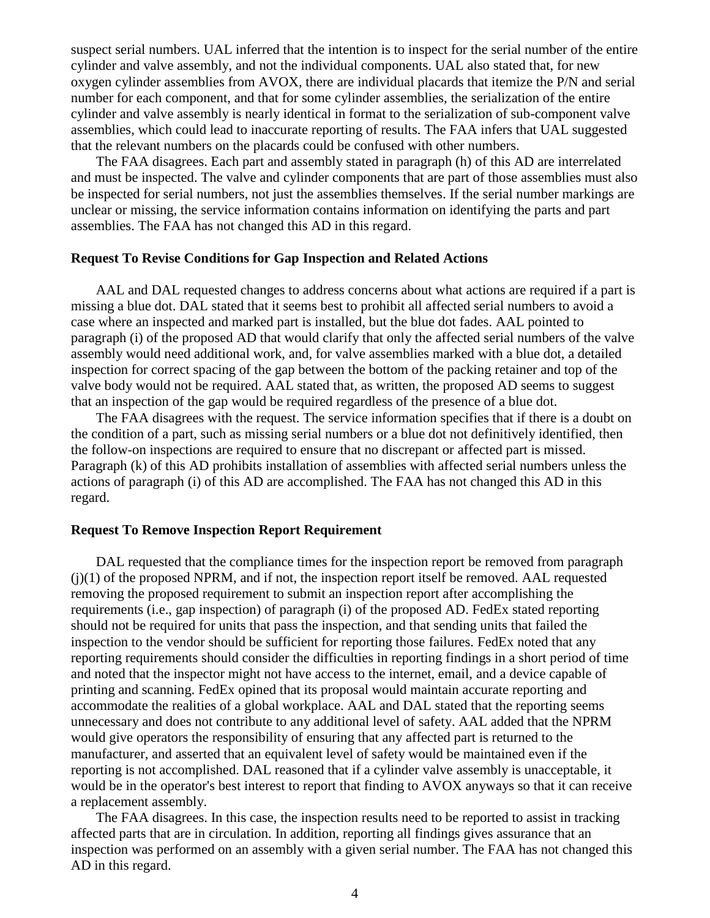suspect serial numbers. UAL inferred that the intention is to inspect for the serial number of the entire cylinder and valve assembly, and not the individual components. UAL also stated that, for new oxygen cylinder assemblies from AVOX, there are individual placards that itemize the P/N and serial number for each component, and that for some cylinder assemblies, the serialization of the entire cylinder and valve assembly is nearly identical in format to the serialization of sub-component valve assemblies, which could lead to inaccurate reporting of results. The FAA infers that UAL suggested that the relevant numbers on the placards could be confused with other numbers.

The FAA disagrees. Each part and assembly stated in paragraph (h) of this AD are interrelated and must be inspected. The valve and cylinder components that are part of those assemblies must also be inspected for serial numbers, not just the assemblies themselves. If the serial number markings are unclear or missing, the service information contains information on identifying the parts and part assemblies. The FAA has not changed this AD in this regard.

### Request To Revise Conditions for Gap Inspection and Related Actions

AAL and DAL requested changes to address concerns about what actions are required if a part is missing a blue dot. DAL stated that it seems best to prohibit all affected serial numbers to avoid a case where an inspected and marked part is installed, but the blue dot fades. AAL pointed to paragraph (i) of the proposed AD that would clarify that only the affected serial numbers of the valve assembly would need additional work, and, for valve assemblies marked with a blue dot, a detailed inspection for correct spacing of the gap between the bottom of the packing retainer and top of the valve body would not be required. AAL stated that, as written, the proposed AD seems to suggest that an inspection of the gap would be required regardless of the presence of a blue dot.

The FAA disagrees with the request. The service information specifies that if there is a doubt on the condition of a part, such as missing serial numbers or a blue dot not definitively identified, then the follow-on inspections are required to ensure that no discrepant or affected part is missed. Paragraph (k) of this AD prohibits installation of assemblies with affected serial numbers unless the actions of paragraph (i) of this AD are accomplished. The FAA has not changed this AD in this regard.

### Request To Remove Inspection Report Requirement

DAL requested that the compliance times for the inspection report be removed from paragraph (j)(1) of the proposed NPRM, and if not, the inspection report itself be removed. AAL requested removing the proposed requirement to submit an inspection report after accomplishing the requirements (i.e., gap inspection) of paragraph (i) of the proposed AD. FedEx stated reporting should not be required for units that pass the inspection, and that sending units that failed the inspection to the vendor should be sufficient for reporting those failures. FedEx noted that any reporting requirements should consider the difficulties in reporting findings in a short period of time and noted that the inspector might not have access to the internet, email, and a device capable of printing and scanning. FedEx opined that its proposal would maintain accurate reporting and accommodate the realities of a global workplace. AAL and DAL stated that the reporting seems unnecessary and does not contribute to any additional level of safety. AAL added that the NPRM would give operators the responsibility of ensuring that any affected part is returned to the manufacturer, and asserted that an equivalent level of safety would be maintained even if the reporting is not accomplished. DAL reasoned that if a cylinder valve assembly is unacceptable, it would be in the operator's best interest to report that finding to AVOX anyways so that it can receive a replacement assembly.

The FAA disagrees. In this case, the inspection results need to be reported to assist in tracking affected parts that are in circulation. In addition, reporting all findings gives assurance that an inspection was performed on an assembly with a given serial number. The FAA has not changed this AD in this regard.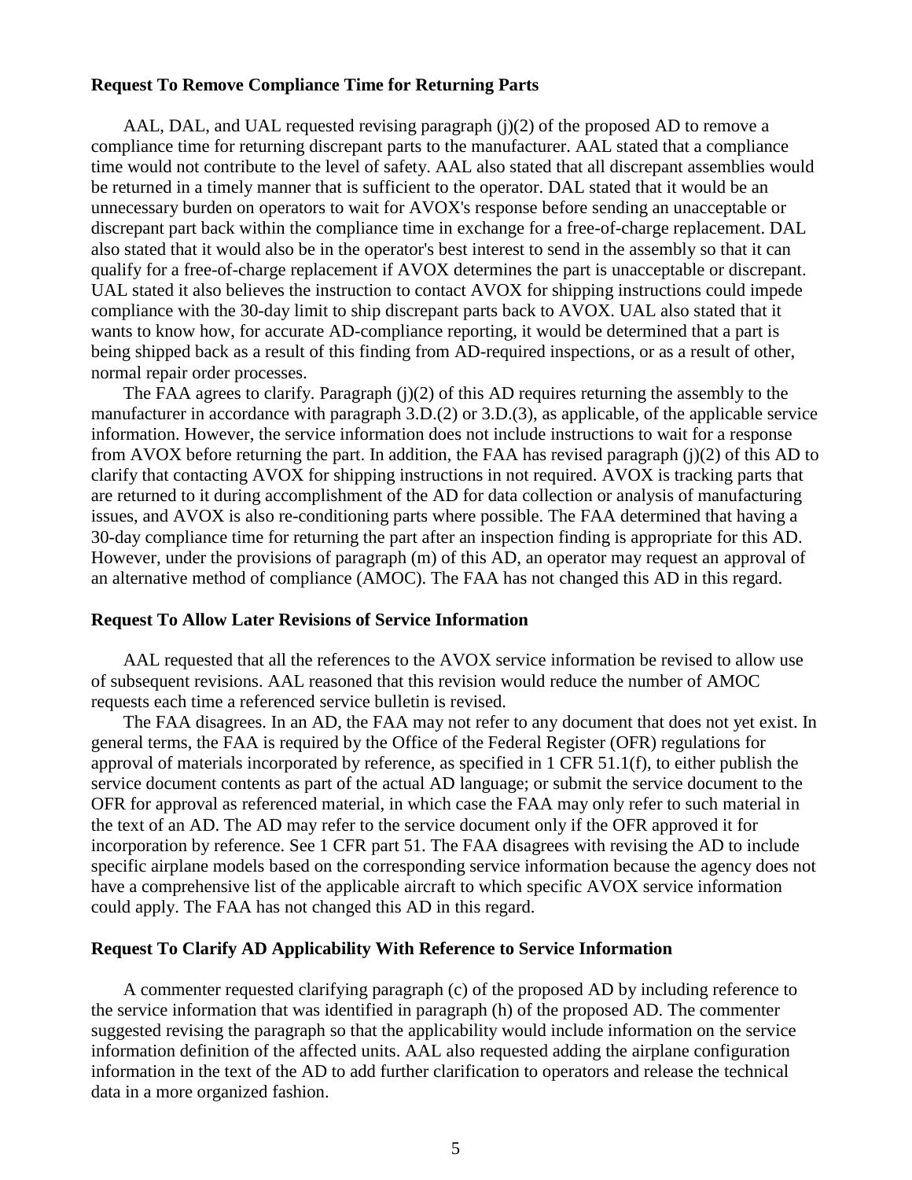**Request To Remove Compliance Time for Returning Parts**

AAL, DAL, and UAL requested revising paragraph (j)(2) of the proposed AD to remove a compliance time for returning discrepant parts to the manufacturer. AAL stated that a compliance time would not contribute to the level of safety. AAL also stated that all discrepant assemblies would be returned in a timely manner that is sufficient to the operator. DAL stated that it would be an unnecessary burden on operators to wait for AVOX's response before sending an unacceptable or discrepant part back within the compliance time in exchange for a free-of-charge replacement. DAL also stated that it would also be in the operator's best interest to send in the assembly so that it can qualify for a free-of-charge replacement if AVOX determines the part is unacceptable or discrepant. UAL stated it also believes the instruction to contact AVOX for shipping instructions could impede compliance with the 30-day limit to ship discrepant parts back to AVOX. UAL also stated that it wants to know how, for accurate AD-compliance reporting, it would be determined that a part is being shipped back as a result of this finding from AD-required inspections, or as a result of other, normal repair order processes.

The FAA agrees to clarify. Paragraph (j)(2) of this AD requires returning the assembly to the manufacturer in accordance with paragraph 3.D.(2) or 3.D.(3), as applicable, of the applicable service information. However, the service information does not include instructions to wait for a response from AVOX before returning the part. In addition, the FAA has revised paragraph (j)(2) of this AD to clarify that contacting AVOX for shipping instructions in not required. AVOX is tracking parts that are returned to it during accomplishment of the AD for data collection or analysis of manufacturing issues, and AVOX is also re-conditioning parts where possible. The FAA determined that having a 30-day compliance time for returning the part after an inspection finding is appropriate for this AD. However, under the provisions of paragraph (m) of this AD, an operator may request an approval of an alternative method of compliance (AMOC). The FAA has not changed this AD in this regard.

**Request To Allow Later Revisions of Service Information**

AAL requested that all the references to the AVOX service information be revised to allow use of subsequent revisions. AAL reasoned that this revision would reduce the number of AMOC requests each time a referenced service bulletin is revised.

The FAA disagrees. In an AD, the FAA may not refer to any document that does not yet exist. In general terms, the FAA is required by the Office of the Federal Register (OFR) regulations for approval of materials incorporated by reference, as specified in 1 CFR 51.1(f), to either publish the service document contents as part of the actual AD language; or submit the service document to the OFR for approval as referenced material, in which case the FAA may only refer to such material in the text of an AD. The AD may refer to the service document only if the OFR approved it for incorporation by reference. See 1 CFR part 51. The FAA disagrees with revising the AD to include specific airplane models based on the corresponding service information because the agency does not have a comprehensive list of the applicable aircraft to which specific AVOX service information could apply. The FAA has not changed this AD in this regard.

**Request To Clarify AD Applicability With Reference to Service Information**

A commenter requested clarifying paragraph (c) of the proposed AD by including reference to the service information that was identified in paragraph (h) of the proposed AD. The commenter suggested revising the paragraph so that the applicability would include information on the service information definition of the affected units. AAL also requested adding the airplane configuration information in the text of the AD to add further clarification to operators and release the technical data in a more organized fashion.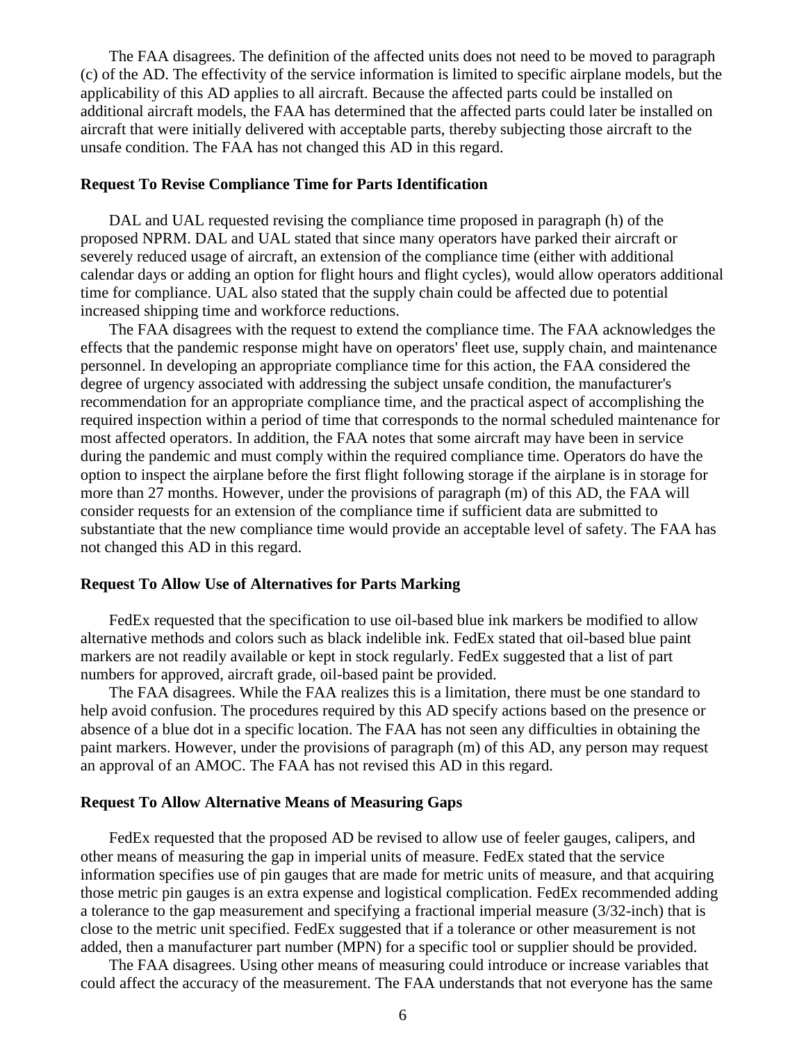The FAA disagrees. The definition of the affected units does not need to be moved to paragraph (c) of the AD. The effectivity of the service information is limited to specific airplane models, but the applicability of this AD applies to all aircraft. Because the affected parts could be installed on additional aircraft models, the FAA has determined that the affected parts could later be installed on aircraft that were initially delivered with acceptable parts, thereby subjecting those aircraft to the unsafe condition. The FAA has not changed this AD in this regard.

### Request To Revise Compliance Time for Parts Identification

DAL and UAL requested revising the compliance time proposed in paragraph (h) of the proposed NPRM. DAL and UAL stated that since many operators have parked their aircraft or severely reduced usage of aircraft, an extension of the compliance time (either with additional calendar days or adding an option for flight hours and flight cycles), would allow operators additional time for compliance. UAL also stated that the supply chain could be affected due to potential increased shipping time and workforce reductions.

The FAA disagrees with the request to extend the compliance time. The FAA acknowledges the effects that the pandemic response might have on operators' fleet use, supply chain, and maintenance personnel. In developing an appropriate compliance time for this action, the FAA considered the degree of urgency associated with addressing the subject unsafe condition, the manufacturer's recommendation for an appropriate compliance time, and the practical aspect of accomplishing the required inspection within a period of time that corresponds to the normal scheduled maintenance for most affected operators. In addition, the FAA notes that some aircraft may have been in service during the pandemic and must comply within the required compliance time. Operators do have the option to inspect the airplane before the first flight following storage if the airplane is in storage for more than 27 months. However, under the provisions of paragraph (m) of this AD, the FAA will consider requests for an extension of the compliance time if sufficient data are submitted to substantiate that the new compliance time would provide an acceptable level of safety. The FAA has not changed this AD in this regard.

### Request To Allow Use of Alternatives for Parts Marking

FedEx requested that the specification to use oil-based blue ink markers be modified to allow alternative methods and colors such as black indelible ink. FedEx stated that oil-based blue paint markers are not readily available or kept in stock regularly. FedEx suggested that a list of part numbers for approved, aircraft grade, oil-based paint be provided.

The FAA disagrees. While the FAA realizes this is a limitation, there must be one standard to help avoid confusion. The procedures required by this AD specify actions based on the presence or absence of a blue dot in a specific location. The FAA has not seen any difficulties in obtaining the paint markers. However, under the provisions of paragraph (m) of this AD, any person may request an approval of an AMOC. The FAA has not revised this AD in this regard.

### Request To Allow Alternative Means of Measuring Gaps

FedEx requested that the proposed AD be revised to allow use of feeler gauges, calipers, and other means of measuring the gap in imperial units of measure. FedEx stated that the service information specifies use of pin gauges that are made for metric units of measure, and that acquiring those metric pin gauges is an extra expense and logistical complication. FedEx recommended adding a tolerance to the gap measurement and specifying a fractional imperial measure (3/32-inch) that is close to the metric unit specified. FedEx suggested that if a tolerance or other measurement is not added, then a manufacturer part number (MPN) for a specific tool or supplier should be provided.

The FAA disagrees. Using other means of measuring could introduce or increase variables that could affect the accuracy of the measurement. The FAA understands that not everyone has the same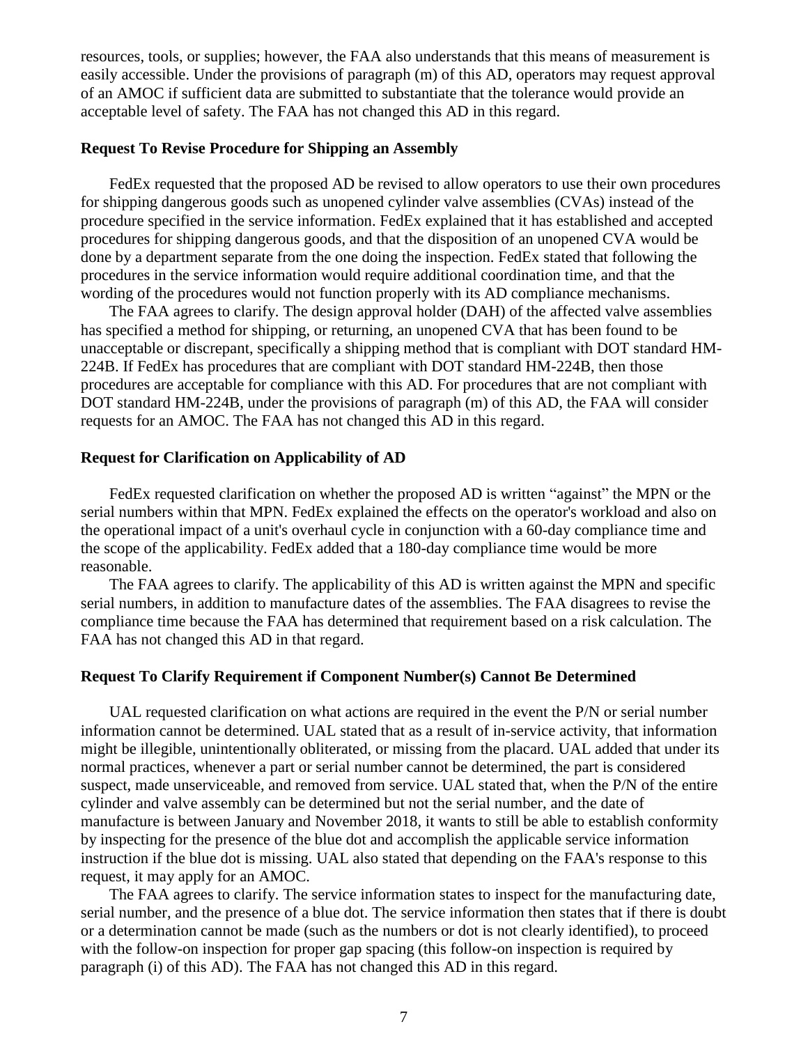resources, tools, or supplies; however, the FAA also understands that this means of measurement is easily accessible. Under the provisions of paragraph (m) of this AD, operators may request approval of an AMOC if sufficient data are submitted to substantiate that the tolerance would provide an acceptable level of safety. The FAA has not changed this AD in this regard.

**Request To Revise Procedure for Shipping an Assembly**

FedEx requested that the proposed AD be revised to allow operators to use their own procedures for shipping dangerous goods such as unopened cylinder valve assemblies (CVAs) instead of the procedure specified in the service information. FedEx explained that it has established and accepted procedures for shipping dangerous goods, and that the disposition of an unopened CVA would be done by a department separate from the one doing the inspection. FedEx stated that following the procedures in the service information would require additional coordination time, and that the wording of the procedures would not function properly with its AD compliance mechanisms.

The FAA agrees to clarify. The design approval holder (DAH) of the affected valve assemblies has specified a method for shipping, or returning, an unopened CVA that has been found to be unacceptable or discrepant, specifically a shipping method that is compliant with DOT standard HM-224B. If FedEx has procedures that are compliant with DOT standard HM-224B, then those procedures are acceptable for compliance with this AD. For procedures that are not compliant with DOT standard HM-224B, under the provisions of paragraph (m) of this AD, the FAA will consider requests for an AMOC. The FAA has not changed this AD in this regard.

**Request for Clarification on Applicability of AD**

FedEx requested clarification on whether the proposed AD is written "against" the MPN or the serial numbers within that MPN. FedEx explained the effects on the operator's workload and also on the operational impact of a unit's overhaul cycle in conjunction with a 60-day compliance time and the scope of the applicability. FedEx added that a 180-day compliance time would be more reasonable.

The FAA agrees to clarify. The applicability of this AD is written against the MPN and specific serial numbers, in addition to manufacture dates of the assemblies. The FAA disagrees to revise the compliance time because the FAA has determined that requirement based on a risk calculation. The FAA has not changed this AD in that regard.

**Request To Clarify Requirement if Component Number(s) Cannot Be Determined**

UAL requested clarification on what actions are required in the event the P/N or serial number information cannot be determined. UAL stated that as a result of in-service activity, that information might be illegible, unintentionally obliterated, or missing from the placard. UAL added that under its normal practices, whenever a part or serial number cannot be determined, the part is considered suspect, made unserviceable, and removed from service. UAL stated that, when the P/N of the entire cylinder and valve assembly can be determined but not the serial number, and the date of manufacture is between January and November 2018, it wants to still be able to establish conformity by inspecting for the presence of the blue dot and accomplish the applicable service information instruction if the blue dot is missing. UAL also stated that depending on the FAA's response to this request, it may apply for an AMOC.

The FAA agrees to clarify. The service information states to inspect for the manufacturing date, serial number, and the presence of a blue dot. The service information then states that if there is doubt or a determination cannot be made (such as the numbers or dot is not clearly identified), to proceed with the follow-on inspection for proper gap spacing (this follow-on inspection is required by paragraph (i) of this AD). The FAA has not changed this AD in this regard.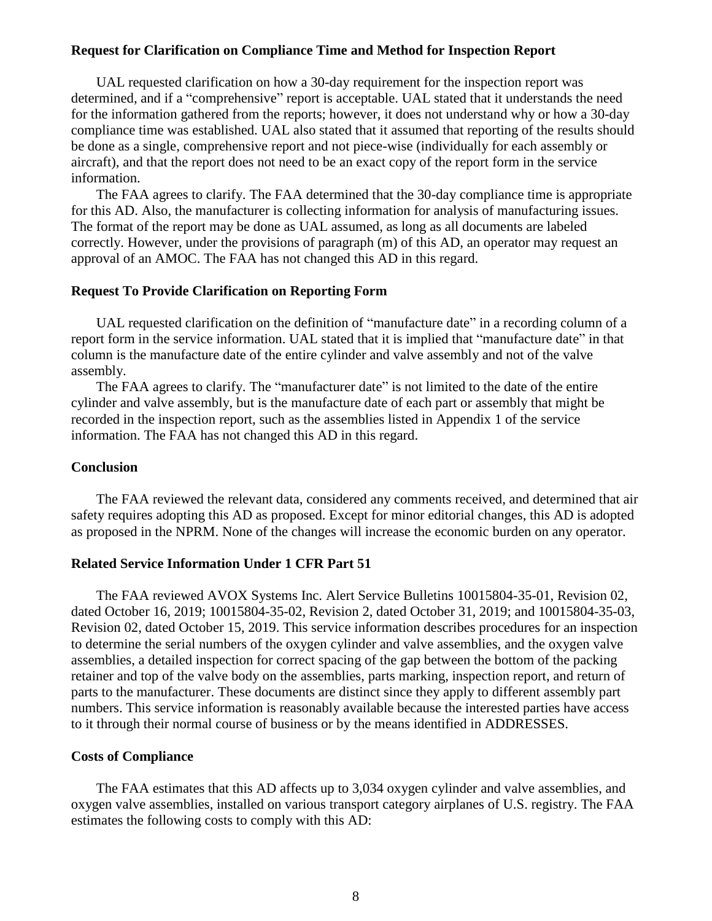**Request for Clarification on Compliance Time and Method for Inspection Report**

UAL requested clarification on how a 30-day requirement for the inspection report was determined, and if a "comprehensive" report is acceptable. UAL stated that it understands the need for the information gathered from the reports; however, it does not understand why or how a 30-day compliance time was established. UAL also stated that it assumed that reporting of the results should be done as a single, comprehensive report and not piece-wise (individually for each assembly or aircraft), and that the report does not need to be an exact copy of the report form in the service information.

The FAA agrees to clarify. The FAA determined that the 30-day compliance time is appropriate for this AD. Also, the manufacturer is collecting information for analysis of manufacturing issues. The format of the report may be done as UAL assumed, as long as all documents are labeled correctly. However, under the provisions of paragraph (m) of this AD, an operator may request an approval of an AMOC. The FAA has not changed this AD in this regard.

**Request To Provide Clarification on Reporting Form**

UAL requested clarification on the definition of "manufacture date" in a recording column of a report form in the service information. UAL stated that it is implied that "manufacture date" in that column is the manufacture date of the entire cylinder and valve assembly and not of the valve assembly.

The FAA agrees to clarify. The "manufacturer date" is not limited to the date of the entire cylinder and valve assembly, but is the manufacture date of each part or assembly that might be recorded in the inspection report, such as the assemblies listed in Appendix 1 of the service information. The FAA has not changed this AD in this regard.

**Conclusion**

The FAA reviewed the relevant data, considered any comments received, and determined that air safety requires adopting this AD as proposed. Except for minor editorial changes, this AD is adopted as proposed in the NPRM. None of the changes will increase the economic burden on any operator.

**Related Service Information Under 1 CFR Part 51**

The FAA reviewed AVOX Systems Inc. Alert Service Bulletins 10015804-35-01, Revision 02, dated October 16, 2019; 10015804-35-02, Revision 2, dated October 31, 2019; and 10015804-35-03, Revision 02, dated October 15, 2019. This service information describes procedures for an inspection to determine the serial numbers of the oxygen cylinder and valve assemblies, and the oxygen valve assemblies, a detailed inspection for correct spacing of the gap between the bottom of the packing retainer and top of the valve body on the assemblies, parts marking, inspection report, and return of parts to the manufacturer. These documents are distinct since they apply to different assembly part numbers. This service information is reasonably available because the interested parties have access to it through their normal course of business or by the means identified in ADDRESSES.

**Costs of Compliance**

The FAA estimates that this AD affects up to 3,034 oxygen cylinder and valve assemblies, and oxygen valve assemblies, installed on various transport category airplanes of U.S. registry. The FAA estimates the following costs to comply with this AD: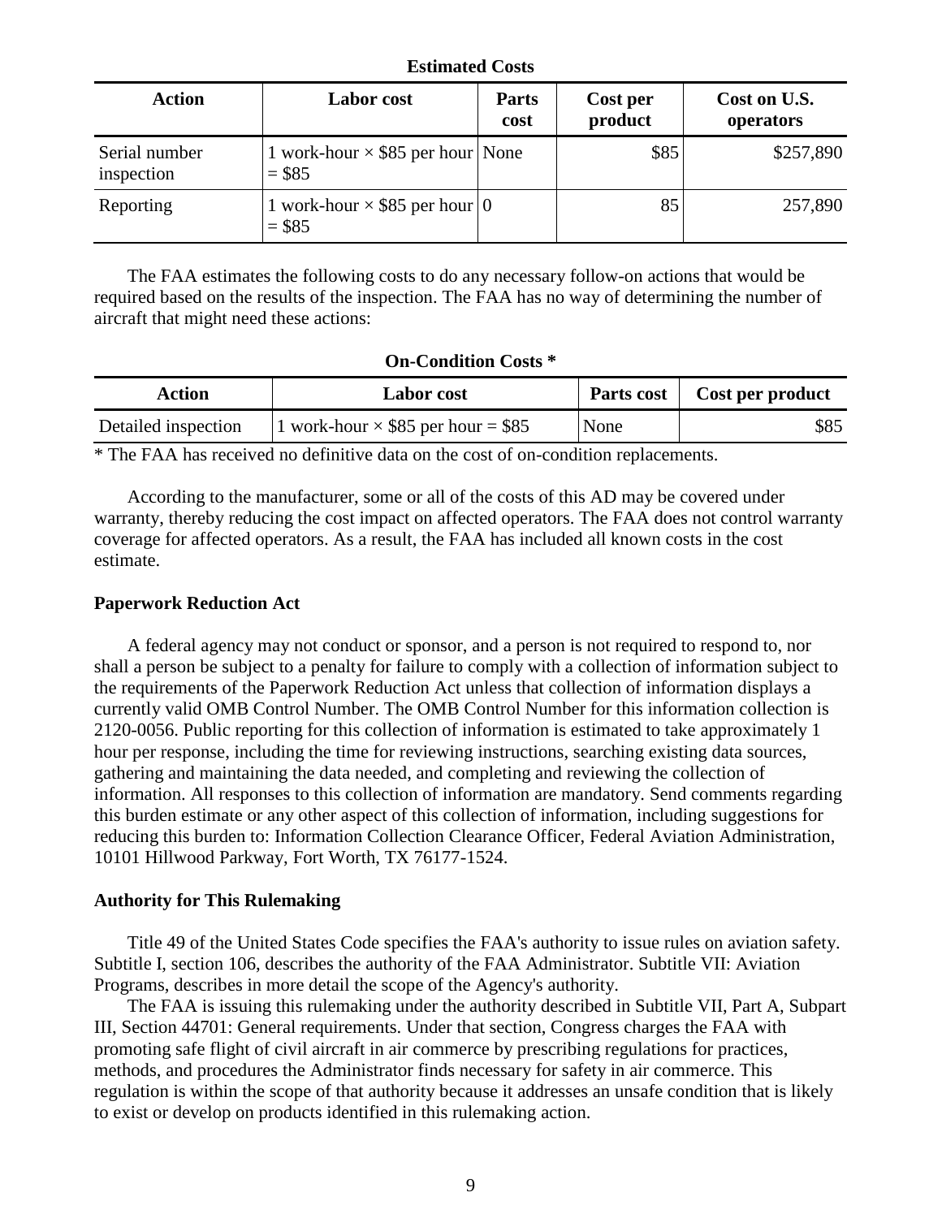**Estimated Costs**

| Action | Labor cost | Parts cost | Cost per product | Cost on U.S. operators |
|---|---|---|---|---|
| Serial number inspection | 1 work-hour × $85 per hour = $85 | None | $85 | $257,890 |
| Reporting | 1 work-hour × $85 per hour = $85 | 0 | 85 | 257,890 |

The FAA estimates the following costs to do any necessary follow-on actions that would be required based on the results of the inspection. The FAA has no way of determining the number of aircraft that might need these actions:

**On-Condition Costs \***

| Action | Labor cost | Parts cost | Cost per product |
|---|---|---|---|
| Detailed inspection | 1 work-hour × $85 per hour = $85 | None | $85 |

\* The FAA has received no definitive data on the cost of on-condition replacements.

According to the manufacturer, some or all of the costs of this AD may be covered under warranty, thereby reducing the cost impact on affected operators. The FAA does not control warranty coverage for affected operators. As a result, the FAA has included all known costs in the cost estimate.

**Paperwork Reduction Act**

A federal agency may not conduct or sponsor, and a person is not required to respond to, nor shall a person be subject to a penalty for failure to comply with a collection of information subject to the requirements of the Paperwork Reduction Act unless that collection of information displays a currently valid OMB Control Number. The OMB Control Number for this information collection is 2120-0056. Public reporting for this collection of information is estimated to take approximately 1 hour per response, including the time for reviewing instructions, searching existing data sources, gathering and maintaining the data needed, and completing and reviewing the collection of information. All responses to this collection of information are mandatory. Send comments regarding this burden estimate or any other aspect of this collection of information, including suggestions for reducing this burden to: Information Collection Clearance Officer, Federal Aviation Administration, 10101 Hillwood Parkway, Fort Worth, TX 76177-1524.

**Authority for This Rulemaking**

Title 49 of the United States Code specifies the FAA's authority to issue rules on aviation safety. Subtitle I, section 106, describes the authority of the FAA Administrator. Subtitle VII: Aviation Programs, describes in more detail the scope of the Agency's authority.

The FAA is issuing this rulemaking under the authority described in Subtitle VII, Part A, Subpart III, Section 44701: General requirements. Under that section, Congress charges the FAA with promoting safe flight of civil aircraft in air commerce by prescribing regulations for practices, methods, and procedures the Administrator finds necessary for safety in air commerce. This regulation is within the scope of that authority because it addresses an unsafe condition that is likely to exist or develop on products identified in this rulemaking action.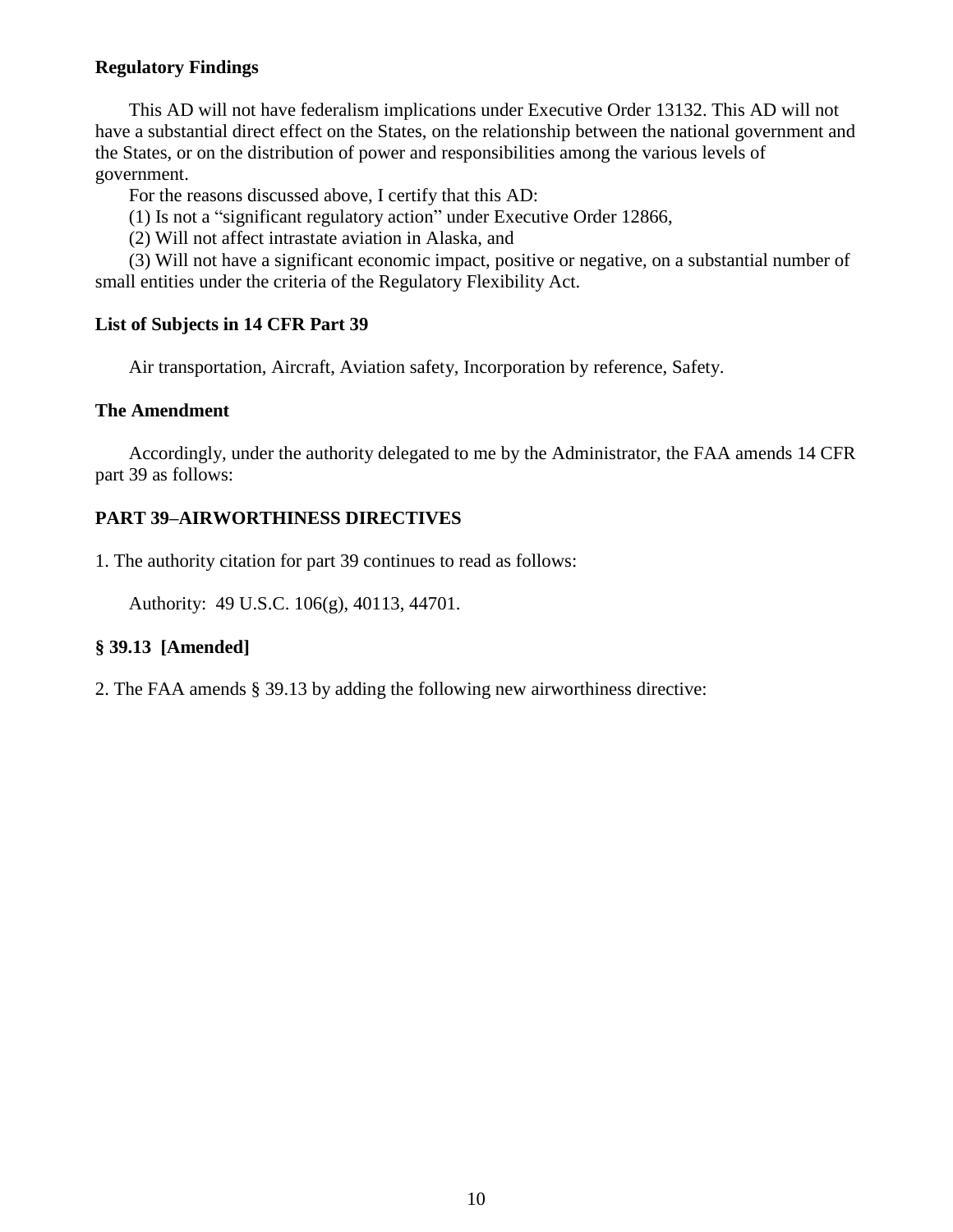**Regulatory Findings**

This AD will not have federalism implications under Executive Order 13132. This AD will not have a substantial direct effect on the States, on the relationship between the national government and the States, or on the distribution of power and responsibilities among the various levels of government.

For the reasons discussed above, I certify that this AD:

(1) Is not a "significant regulatory action" under Executive Order 12866,

(2) Will not affect intrastate aviation in Alaska, and

(3) Will not have a significant economic impact, positive or negative, on a substantial number of small entities under the criteria of the Regulatory Flexibility Act.

**List of Subjects in 14 CFR Part 39**

Air transportation, Aircraft, Aviation safety, Incorporation by reference, Safety.

**The Amendment**

Accordingly, under the authority delegated to me by the Administrator, the FAA amends 14 CFR part 39 as follows:

**PART 39–AIRWORTHINESS DIRECTIVES**

1. The authority citation for part 39 continues to read as follows:

Authority: 49 U.S.C. 106(g), 40113, 44701.

**§ 39.13 [Amended]**

2. The FAA amends § 39.13 by adding the following new airworthiness directive: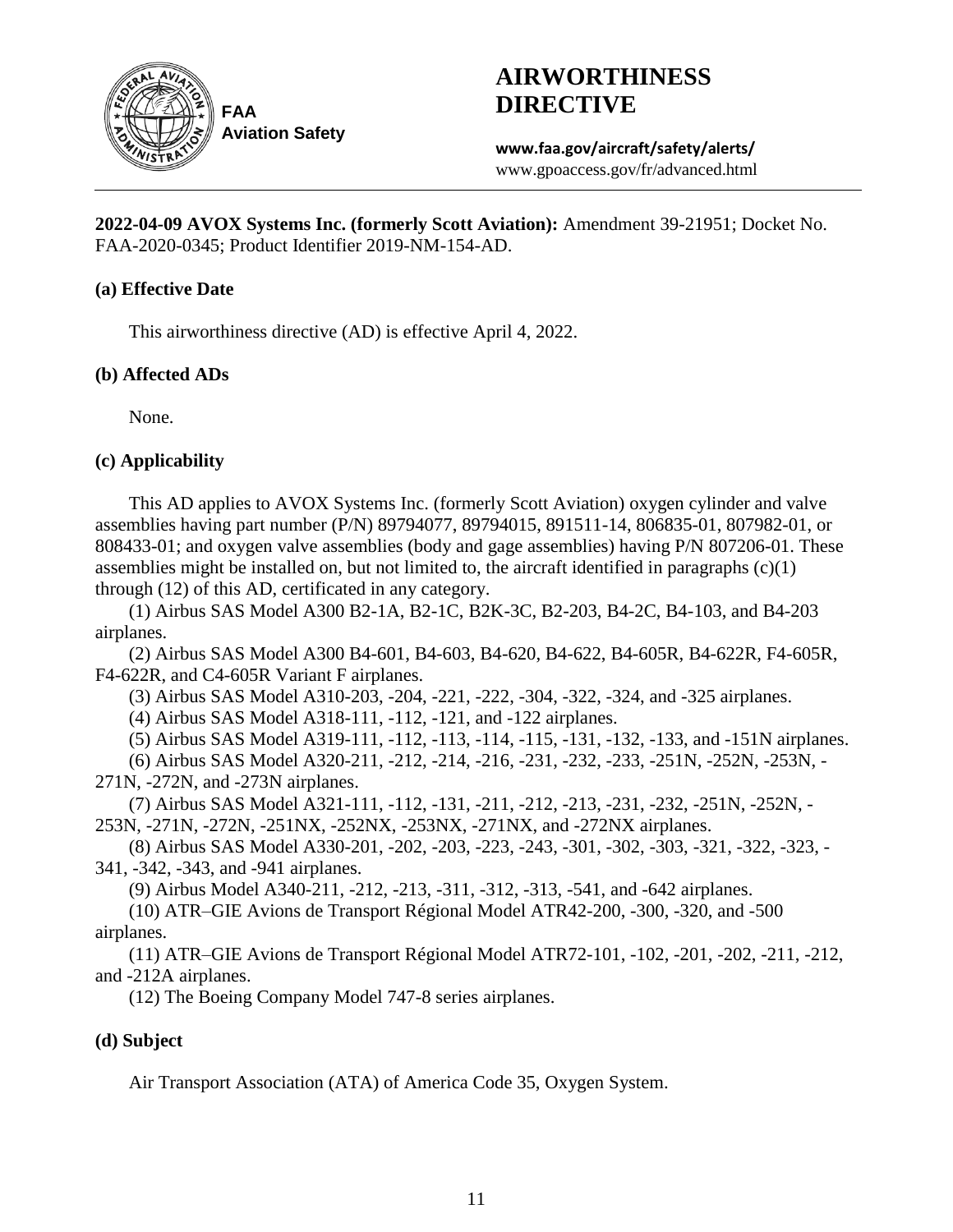**FAA Aviation Safety**

# AIRWORTHINESS DIRECTIVE

**www.faa.gov/aircraft/safety/alerts/**
www.gpoaccess.gov/fr/advanced.html

---

**2022-04-09 AVOX Systems Inc. (formerly Scott Aviation):** Amendment 39-21951; Docket No. FAA-2020-0345; Product Identifier 2019-NM-154-AD.

### (a) Effective Date

This airworthiness directive (AD) is effective April 4, 2022.

### (b) Affected ADs

None.

### (c) Applicability

This AD applies to AVOX Systems Inc. (formerly Scott Aviation) oxygen cylinder and valve assemblies having part number (P/N) 89794077, 89794015, 891511-14, 806835-01, 807982-01, or 808433-01; and oxygen valve assemblies (body and gage assemblies) having P/N 807206-01. These assemblies might be installed on, but not limited to, the aircraft identified in paragraphs (c)(1) through (12) of this AD, certificated in any category.

(1) Airbus SAS Model A300 B2-1A, B2-1C, B2K-3C, B2-203, B4-2C, B4-103, and B4-203 airplanes.

(2) Airbus SAS Model A300 B4-601, B4-603, B4-620, B4-622, B4-605R, B4-622R, F4-605R, F4-622R, and C4-605R Variant F airplanes.

(3) Airbus SAS Model A310-203, -204, -221, -222, -304, -322, -324, and -325 airplanes.

(4) Airbus SAS Model A318-111, -112, -121, and -122 airplanes.

(5) Airbus SAS Model A319-111, -112, -113, -114, -115, -131, -132, -133, and -151N airplanes.

(6) Airbus SAS Model A320-211, -212, -214, -216, -231, -232, -233, -251N, -252N, -253N, -271N, -272N, and -273N airplanes.

(7) Airbus SAS Model A321-111, -112, -131, -211, -212, -213, -231, -232, -251N, -252N, -253N, -271N, -272N, -251NX, -252NX, -253NX, -271NX, and -272NX airplanes.

(8) Airbus SAS Model A330-201, -202, -203, -223, -243, -301, -302, -303, -321, -322, -323, -341, -342, -343, and -941 airplanes.

(9) Airbus Model A340-211, -212, -213, -311, -312, -313, -541, and -642 airplanes.

(10) ATR–GIE Avions de Transport Régional Model ATR42-200, -300, -320, and -500 airplanes.

(11) ATR–GIE Avions de Transport Régional Model ATR72-101, -102, -201, -202, -211, -212, and -212A airplanes.

(12) The Boeing Company Model 747-8 series airplanes.

### (d) Subject

Air Transport Association (ATA) of America Code 35, Oxygen System.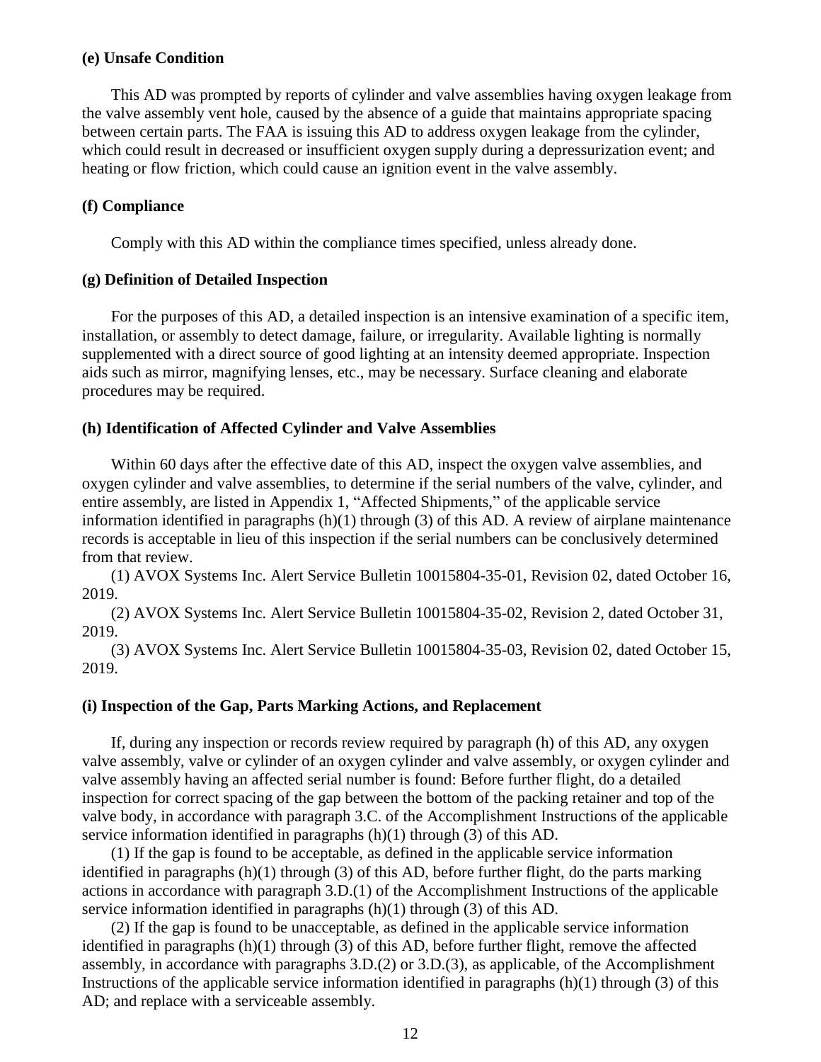**(e) Unsafe Condition**

This AD was prompted by reports of cylinder and valve assemblies having oxygen leakage from the valve assembly vent hole, caused by the absence of a guide that maintains appropriate spacing between certain parts. The FAA is issuing this AD to address oxygen leakage from the cylinder, which could result in decreased or insufficient oxygen supply during a depressurization event; and heating or flow friction, which could cause an ignition event in the valve assembly.

**(f) Compliance**

Comply with this AD within the compliance times specified, unless already done.

**(g) Definition of Detailed Inspection**

For the purposes of this AD, a detailed inspection is an intensive examination of a specific item, installation, or assembly to detect damage, failure, or irregularity. Available lighting is normally supplemented with a direct source of good lighting at an intensity deemed appropriate. Inspection aids such as mirror, magnifying lenses, etc., may be necessary. Surface cleaning and elaborate procedures may be required.

**(h) Identification of Affected Cylinder and Valve Assemblies**

Within 60 days after the effective date of this AD, inspect the oxygen valve assemblies, and oxygen cylinder and valve assemblies, to determine if the serial numbers of the valve, cylinder, and entire assembly, are listed in Appendix 1, "Affected Shipments," of the applicable service information identified in paragraphs (h)(1) through (3) of this AD. A review of airplane maintenance records is acceptable in lieu of this inspection if the serial numbers can be conclusively determined from that review.

(1) AVOX Systems Inc. Alert Service Bulletin 10015804-35-01, Revision 02, dated October 16, 2019.

(2) AVOX Systems Inc. Alert Service Bulletin 10015804-35-02, Revision 2, dated October 31, 2019.

(3) AVOX Systems Inc. Alert Service Bulletin 10015804-35-03, Revision 02, dated October 15, 2019.

**(i) Inspection of the Gap, Parts Marking Actions, and Replacement**

If, during any inspection or records review required by paragraph (h) of this AD, any oxygen valve assembly, valve or cylinder of an oxygen cylinder and valve assembly, or oxygen cylinder and valve assembly having an affected serial number is found: Before further flight, do a detailed inspection for correct spacing of the gap between the bottom of the packing retainer and top of the valve body, in accordance with paragraph 3.C. of the Accomplishment Instructions of the applicable service information identified in paragraphs (h)(1) through (3) of this AD.

(1) If the gap is found to be acceptable, as defined in the applicable service information identified in paragraphs (h)(1) through (3) of this AD, before further flight, do the parts marking actions in accordance with paragraph 3.D.(1) of the Accomplishment Instructions of the applicable service information identified in paragraphs (h)(1) through (3) of this AD.

(2) If the gap is found to be unacceptable, as defined in the applicable service information identified in paragraphs (h)(1) through (3) of this AD, before further flight, remove the affected assembly, in accordance with paragraphs 3.D.(2) or 3.D.(3), as applicable, of the Accomplishment Instructions of the applicable service information identified in paragraphs (h)(1) through (3) of this AD; and replace with a serviceable assembly.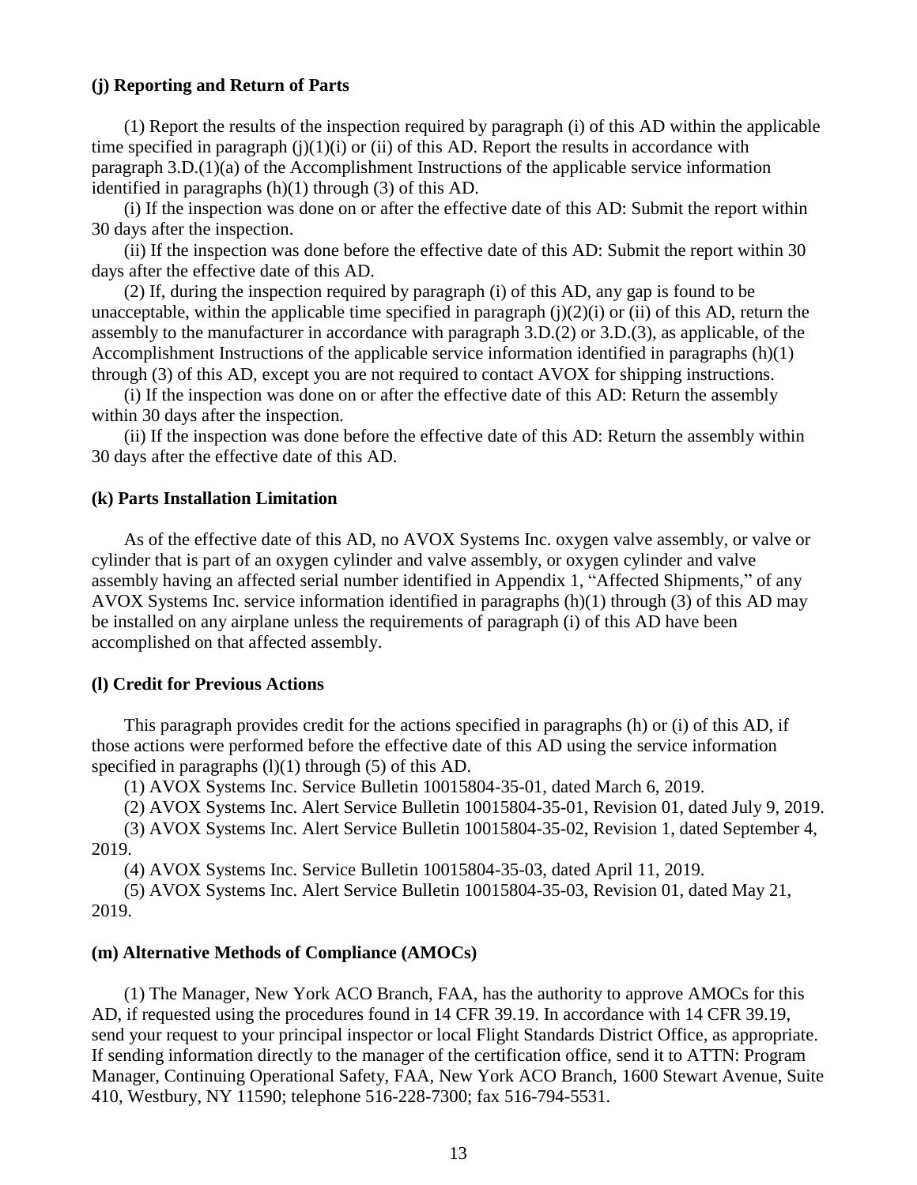**(j) Reporting and Return of Parts**

(1) Report the results of the inspection required by paragraph (i) of this AD within the applicable time specified in paragraph (j)(1)(i) or (ii) of this AD. Report the results in accordance with paragraph 3.D.(1)(a) of the Accomplishment Instructions of the applicable service information identified in paragraphs (h)(1) through (3) of this AD.

(i) If the inspection was done on or after the effective date of this AD: Submit the report within 30 days after the inspection.

(ii) If the inspection was done before the effective date of this AD: Submit the report within 30 days after the effective date of this AD.

(2) If, during the inspection required by paragraph (i) of this AD, any gap is found to be unacceptable, within the applicable time specified in paragraph (j)(2)(i) or (ii) of this AD, return the assembly to the manufacturer in accordance with paragraph 3.D.(2) or 3.D.(3), as applicable, of the Accomplishment Instructions of the applicable service information identified in paragraphs (h)(1) through (3) of this AD, except you are not required to contact AVOX for shipping instructions.

(i) If the inspection was done on or after the effective date of this AD: Return the assembly within 30 days after the inspection.

(ii) If the inspection was done before the effective date of this AD: Return the assembly within 30 days after the effective date of this AD.

**(k) Parts Installation Limitation**

As of the effective date of this AD, no AVOX Systems Inc. oxygen valve assembly, or valve or cylinder that is part of an oxygen cylinder and valve assembly, or oxygen cylinder and valve assembly having an affected serial number identified in Appendix 1, "Affected Shipments," of any AVOX Systems Inc. service information identified in paragraphs (h)(1) through (3) of this AD may be installed on any airplane unless the requirements of paragraph (i) of this AD have been accomplished on that affected assembly.

**(l) Credit for Previous Actions**

This paragraph provides credit for the actions specified in paragraphs (h) or (i) of this AD, if those actions were performed before the effective date of this AD using the service information specified in paragraphs (l)(1) through (5) of this AD.

(1) AVOX Systems Inc. Service Bulletin 10015804-35-01, dated March 6, 2019.

(2) AVOX Systems Inc. Alert Service Bulletin 10015804-35-01, Revision 01, dated July 9, 2019.

(3) AVOX Systems Inc. Alert Service Bulletin 10015804-35-02, Revision 1, dated September 4, 2019.

(4) AVOX Systems Inc. Service Bulletin 10015804-35-03, dated April 11, 2019.

(5) AVOX Systems Inc. Alert Service Bulletin 10015804-35-03, Revision 01, dated May 21, 2019.

**(m) Alternative Methods of Compliance (AMOCs)**

(1) The Manager, New York ACO Branch, FAA, has the authority to approve AMOCs for this AD, if requested using the procedures found in 14 CFR 39.19. In accordance with 14 CFR 39.19, send your request to your principal inspector or local Flight Standards District Office, as appropriate. If sending information directly to the manager of the certification office, send it to ATTN: Program Manager, Continuing Operational Safety, FAA, New York ACO Branch, 1600 Stewart Avenue, Suite 410, Westbury, NY 11590; telephone 516-228-7300; fax 516-794-5531.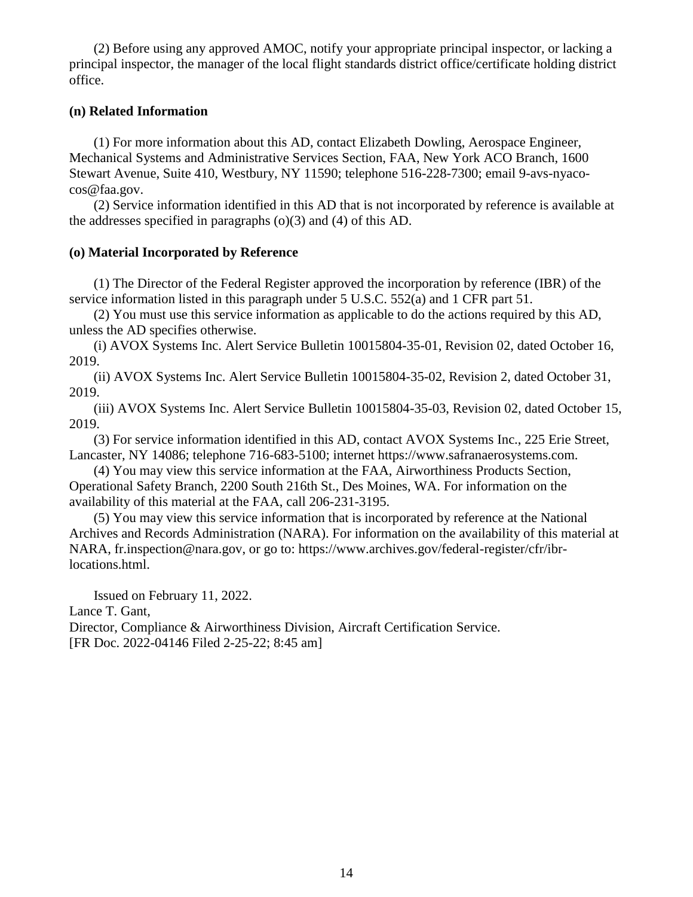(2) Before using any approved AMOC, notify your appropriate principal inspector, or lacking a principal inspector, the manager of the local flight standards district office/certificate holding district office.

**(n) Related Information**

(1) For more information about this AD, contact Elizabeth Dowling, Aerospace Engineer, Mechanical Systems and Administrative Services Section, FAA, New York ACO Branch, 1600 Stewart Avenue, Suite 410, Westbury, NY 11590; telephone 516-228-7300; email 9-avs-nyaco-cos@faa.gov.

(2) Service information identified in this AD that is not incorporated by reference is available at the addresses specified in paragraphs (o)(3) and (4) of this AD.

**(o) Material Incorporated by Reference**

(1) The Director of the Federal Register approved the incorporation by reference (IBR) of the service information listed in this paragraph under 5 U.S.C. 552(a) and 1 CFR part 51.

(2) You must use this service information as applicable to do the actions required by this AD, unless the AD specifies otherwise.

(i) AVOX Systems Inc. Alert Service Bulletin 10015804-35-01, Revision 02, dated October 16, 2019.

(ii) AVOX Systems Inc. Alert Service Bulletin 10015804-35-02, Revision 2, dated October 31, 2019.

(iii) AVOX Systems Inc. Alert Service Bulletin 10015804-35-03, Revision 02, dated October 15, 2019.

(3) For service information identified in this AD, contact AVOX Systems Inc., 225 Erie Street, Lancaster, NY 14086; telephone 716-683-5100; internet https://www.safranaerosystems.com.

(4) You may view this service information at the FAA, Airworthiness Products Section, Operational Safety Branch, 2200 South 216th St., Des Moines, WA. For information on the availability of this material at the FAA, call 206-231-3195.

(5) You may view this service information that is incorporated by reference at the National Archives and Records Administration (NARA). For information on the availability of this material at NARA, fr.inspection@nara.gov, or go to: https://www.archives.gov/federal-register/cfr/ibr-locations.html.

Issued on February 11, 2022.

Lance T. Gant,

Director, Compliance & Airworthiness Division, Aircraft Certification Service.

[FR Doc. 2022-04146 Filed 2-25-22; 8:45 am]